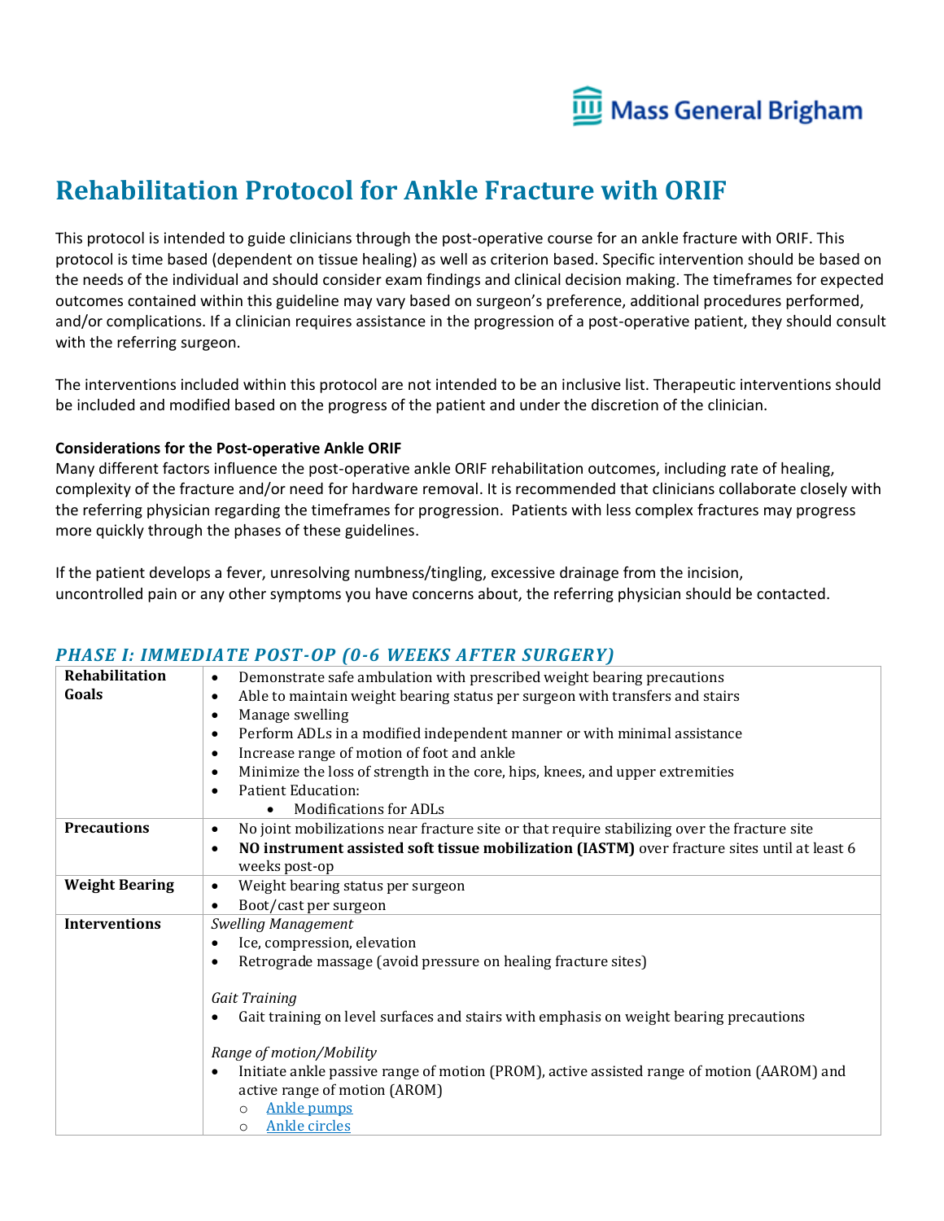Mass General Brigham

# Rehabilitation Protocol for Ankle Fracture with ORIF

This protocol is intended to guide clinicians through the post-operative course for an ankle fracture with ORIF. This protocol is time based (dependent on tissue healing) as well as criterion based. Specific intervention should be based on the needs of the individual and should consider exam findings and clinical decision making. The timeframes for expected outcomes contained within this guideline may vary based on surgeon's preference, additional procedures performed, and/or complications. If a clinician requires assistance in the progression of a post-operative patient, they should consult with the referring surgeon.

The interventions included within this protocol are not intended to be an inclusive list. Therapeutic interventions should be included and modified based on the progress of the patient and under the discretion of the clinician.

**Considerations for the Post-operative Ankle ORIF**

Many different factors influence the post-operative ankle ORIF rehabilitation outcomes, including rate of healing, complexity of the fracture and/or need for hardware removal. It is recommended that clinicians collaborate closely with the referring physician regarding the timeframes for progression. Patients with less complex fractures may progress more quickly through the phases of these guidelines.

If the patient develops a fever, unresolving numbness/tingling, excessive drainage from the incision, uncontrolled pain or any other symptoms you have concerns about, the referring physician should be contacted.

## *PHASE I: IMMEDIATE POST-OP (0-6 WEEKS AFTER SURGERY)*

| | |
|---|---|
| **Rehabilitation Goals** | • Demonstrate safe ambulation with prescribed weight bearing precautions<br>• Able to maintain weight bearing status per surgeon with transfers and stairs<br>• Manage swelling<br>• Perform ADLs in a modified independent manner or with minimal assistance<br>• Increase range of motion of foot and ankle<br>• Minimize the loss of strength in the core, hips, knees, and upper extremities<br>• Patient Education:<br>&nbsp;&nbsp;&nbsp;&nbsp;• Modifications for ADLs |
| **Precautions** | • No joint mobilizations near fracture site or that require stabilizing over the fracture site<br>• **NO instrument assisted soft tissue mobilization (IASTM)** over fracture sites until at least 6 weeks post-op |
| **Weight Bearing** | • Weight bearing status per surgeon<br>• Boot/cast per surgeon |
| **Interventions** | *Swelling Management*<br>• Ice, compression, elevation<br>• Retrograde massage (avoid pressure on healing fracture sites)<br><br>*Gait Training*<br>• Gait training on level surfaces and stairs with emphasis on weight bearing precautions<br><br>*Range of motion/Mobility*<br>• Initiate ankle passive range of motion (PROM), active assisted range of motion (AAROM) and active range of motion (AROM)<br>&nbsp;&nbsp;&nbsp;&nbsp;○ Ankle pumps<br>&nbsp;&nbsp;&nbsp;&nbsp;○ Ankle circles |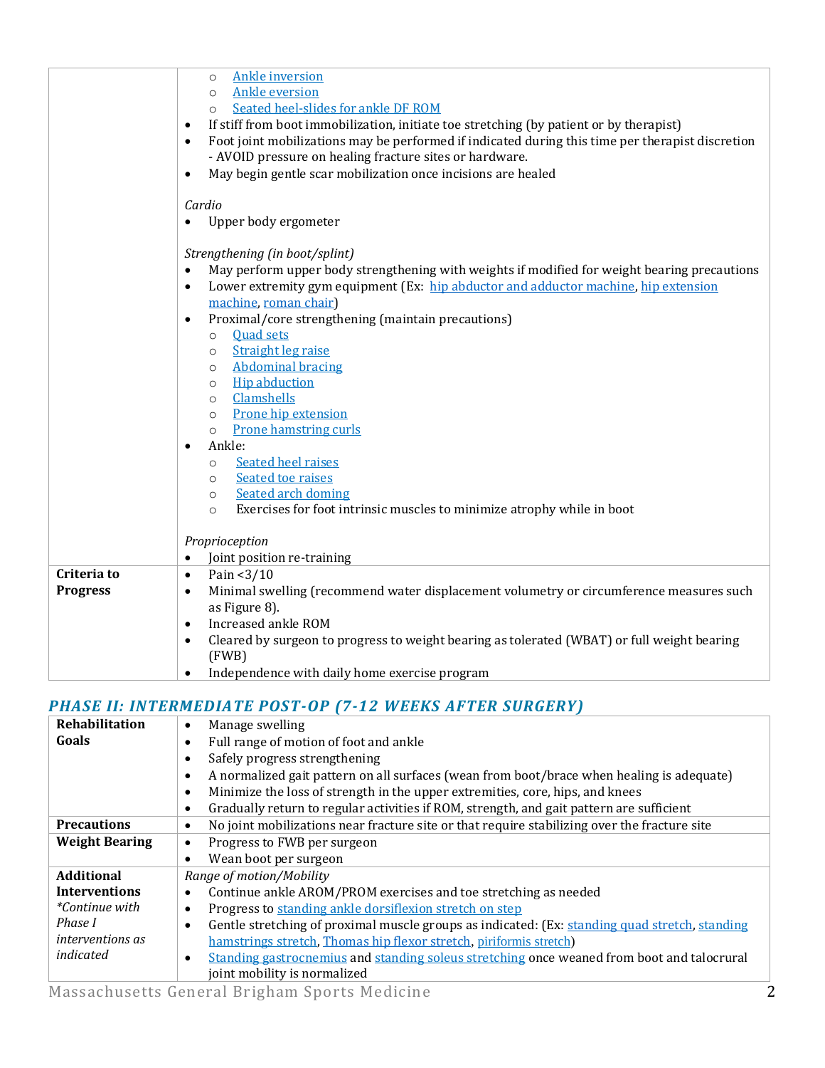| | |
|---|---|
| | ◦ Ankle inversion<br>◦ Ankle eversion<br>◦ Seated heel-slides for ankle DF ROM<br>• If stiff from boot immobilization, initiate toe stretching (by patient or by therapist)<br>• Foot joint mobilizations may be performed if indicated during this time per therapist discretion - AVOID pressure on healing fracture sites or hardware.<br>• May begin gentle scar mobilization once incisions are healed<br><br>*Cardio*<br>• Upper body ergometer<br><br>*Strengthening (in boot/splint)*<br>• May perform upper body strengthening with weights if modified for weight bearing precautions<br>• Lower extremity gym equipment (Ex: hip abductor and adductor machine, hip extension machine, roman chair)<br>• Proximal/core strengthening (maintain precautions)<br>◦ Quad sets<br>◦ Straight leg raise<br>◦ Abdominal bracing<br>◦ Hip abduction<br>◦ Clamshells<br>◦ Prone hip extension<br>◦ Prone hamstring curls<br>• Ankle:<br>◦ Seated heel raises<br>◦ Seated toe raises<br>◦ Seated arch doming<br>◦ Exercises for foot intrinsic muscles to minimize atrophy while in boot<br><br>*Proprioception*<br>• Joint position re-training |
| **Criteria to Progress** | • Pain <3/10<br>• Minimal swelling (recommend water displacement volumetry or circumference measures such as Figure 8).<br>• Increased ankle ROM<br>• Cleared by surgeon to progress to weight bearing as tolerated (WBAT) or full weight bearing (FWB)<br>• Independence with daily home exercise program |

## *PHASE II: INTERMEDIATE POST-OP (7-12 WEEKS AFTER SURGERY)*

| | |
|---|---|
| **Rehabilitation Goals** | • Manage swelling<br>• Full range of motion of foot and ankle<br>• Safely progress strengthening<br>• A normalized gait pattern on all surfaces (wean from boot/brace when healing is adequate)<br>• Minimize the loss of strength in the upper extremities, core, hips, and knees<br>• Gradually return to regular activities if ROM, strength, and gait pattern are sufficient |
| **Precautions** | • No joint mobilizations near fracture site or that require stabilizing over the fracture site |
| **Weight Bearing** | • Progress to FWB per surgeon<br>• Wean boot per surgeon |
| **Additional Interventions** *\*Continue with Phase I interventions as indicated* | *Range of motion/Mobility*<br>• Continue ankle AROM/PROM exercises and toe stretching as needed<br>• Progress to standing ankle dorsiflexion stretch on step<br>• Gentle stretching of proximal muscle groups as indicated: (Ex: standing quad stretch, standing hamstrings stretch, Thomas hip flexor stretch, piriformis stretch)<br>• Standing gastrocnemius and standing soleus stretching once weaned from boot and talocrural joint mobility is normalized |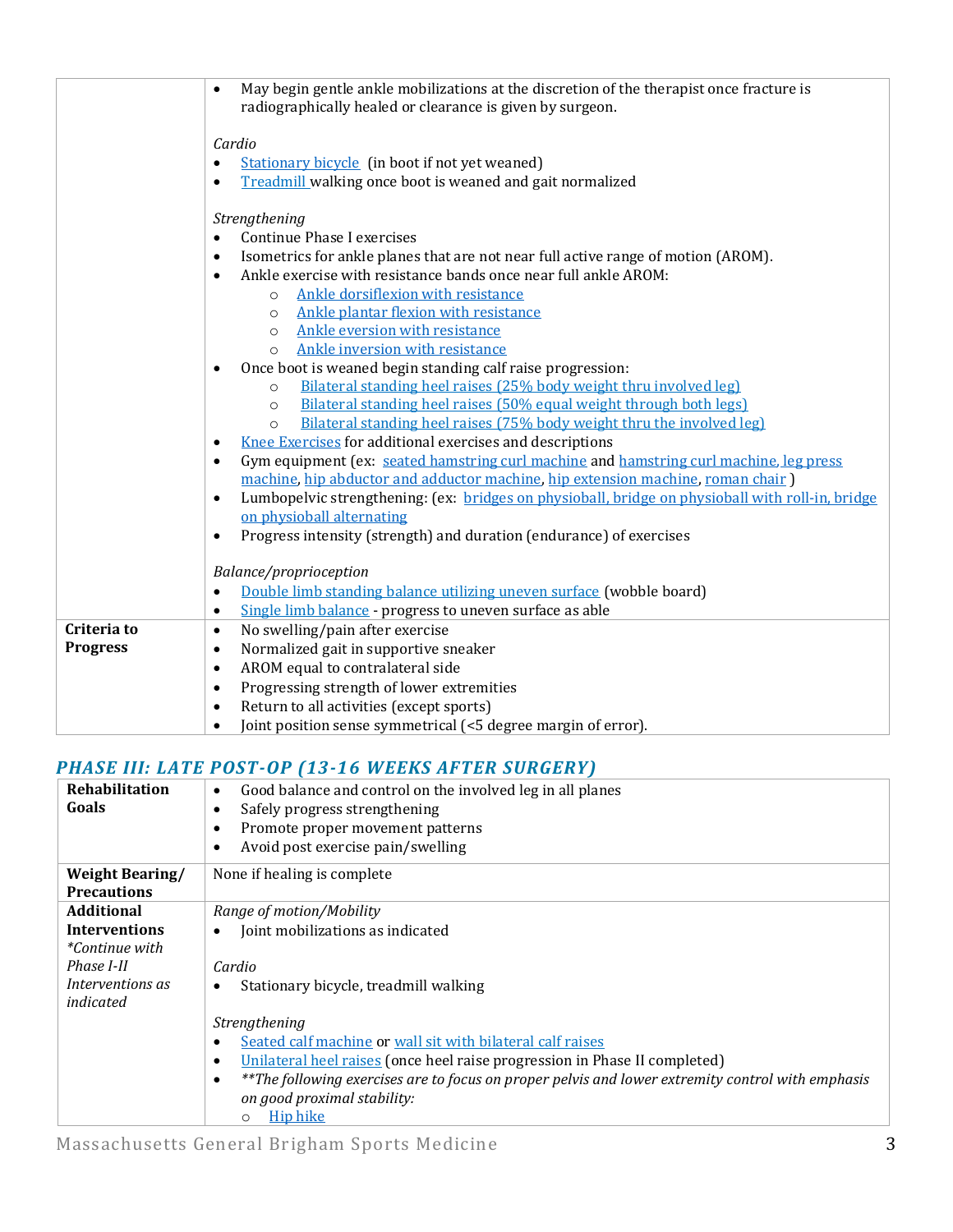| | |
|---|---|
| | • May begin gentle ankle mobilizations at the discretion of the therapist once fracture is radiographically healed or clearance is given by surgeon.<br><br>*Cardio*<br>• Stationary bicycle (in boot if not yet weaned)<br>• Treadmill walking once boot is weaned and gait normalized<br><br>*Strengthening*<br>• Continue Phase I exercises<br>• Isometrics for ankle planes that are not near full active range of motion (AROM).<br>• Ankle exercise with resistance bands once near full ankle AROM:<br>  ○ Ankle dorsiflexion with resistance<br>  ○ Ankle plantar flexion with resistance<br>  ○ Ankle eversion with resistance<br>  ○ Ankle inversion with resistance<br>• Once boot is weaned begin standing calf raise progression:<br>  ○ Bilateral standing heel raises (25% body weight thru involved leg)<br>  ○ Bilateral standing heel raises (50% equal weight through both legs)<br>  ○ Bilateral standing heel raises (75% body weight thru the involved leg)<br>• Knee Exercises for additional exercises and descriptions<br>• Gym equipment (ex: seated hamstring curl machine and hamstring curl machine, leg press machine, hip abductor and adductor machine, hip extension machine, roman chair )<br>• Lumbopelvic strengthening: (ex: bridges on physioball, bridge on physioball with roll-in, bridge on physioball alternating<br>• Progress intensity (strength) and duration (endurance) of exercises<br><br>*Balance/proprioception*<br>• Double limb standing balance utilizing uneven surface (wobble board)<br>• Single limb balance - progress to uneven surface as able |
| **Criteria to Progress** | • No swelling/pain after exercise<br>• Normalized gait in supportive sneaker<br>• AROM equal to contralateral side<br>• Progressing strength of lower extremities<br>• Return to all activities (except sports)<br>• Joint position sense symmetrical (<5 degree margin of error). |

## *PHASE III: LATE POST-OP (13-16 WEEKS AFTER SURGERY)*

| | |
|---|---|
| **Rehabilitation Goals** | • Good balance and control on the involved leg in all planes<br>• Safely progress strengthening<br>• Promote proper movement patterns<br>• Avoid post exercise pain/swelling |
| **Weight Bearing/ Precautions** | None if healing is complete |
| **Additional Interventions** *\*Continue with Phase I-II Interventions as indicated* | *Range of motion/Mobility*<br>• Joint mobilizations as indicated<br><br>*Cardio*<br>• Stationary bicycle, treadmill walking<br><br>*Strengthening*<br>• Seated calf machine or wall sit with bilateral calf raises<br>• Unilateral heel raises (once heel raise progression in Phase II completed)<br>• *\*\*The following exercises are to focus on proper pelvis and lower extremity control with emphasis on good proximal stability:*<br>  ○ Hip hike |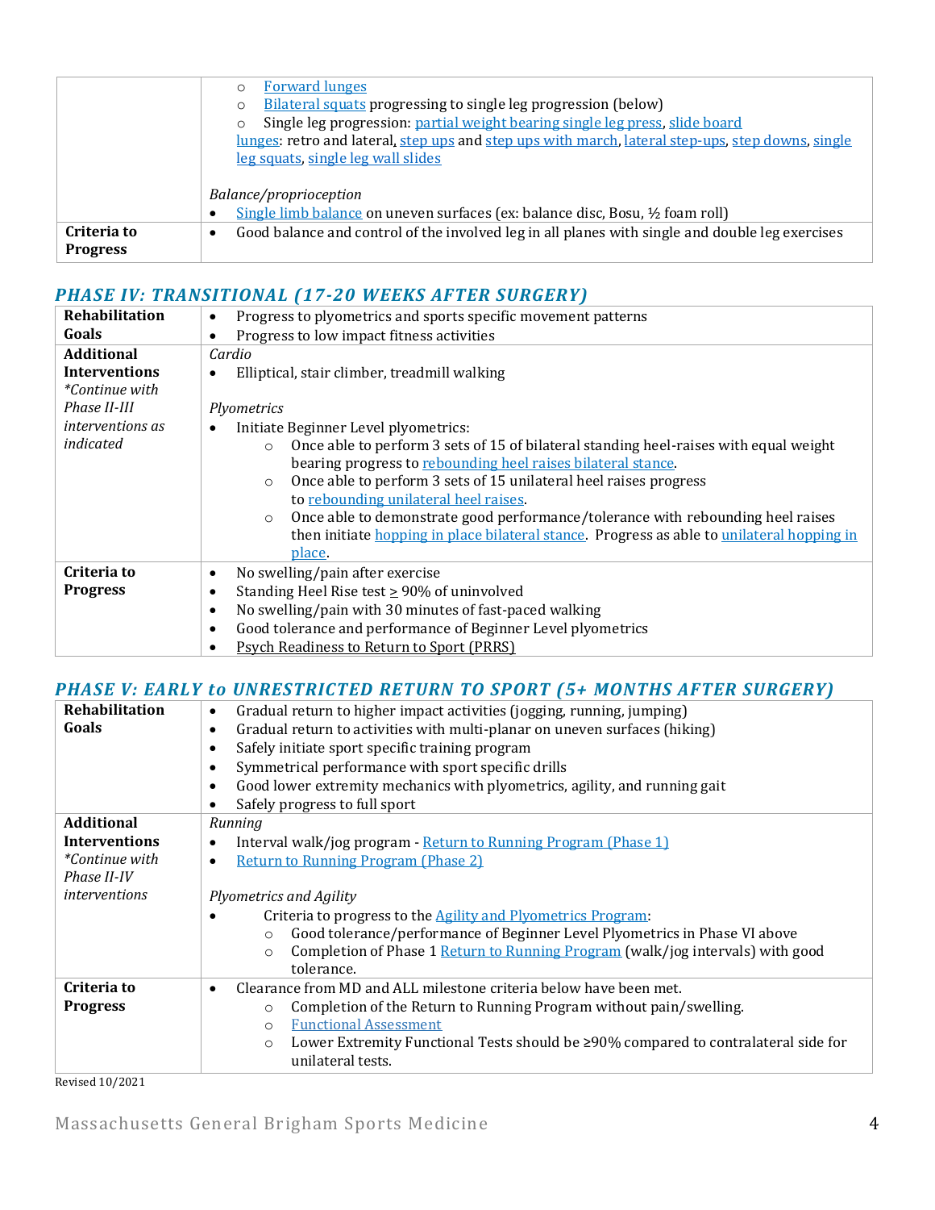| | |
|---|---|
| | ○ Forward lunges<br>○ Bilateral squats progressing to single leg progression (below)<br>○ Single leg progression: partial weight bearing single leg press, slide board lunges: retro and lateral, step ups and step ups with march, lateral step-ups, step downs, single leg squats, single leg wall slides<br><br>*Balance/proprioception*<br>• Single limb balance on uneven surfaces (ex: balance disc, Bosu, ½ foam roll) |
| **Criteria to Progress** | • Good balance and control of the involved leg in all planes with single and double leg exercises |

## *PHASE IV: TRANSITIONAL (17-20 WEEKS AFTER SURGERY)*

| | |
|---|---|
| **Rehabilitation Goals** | • Progress to plyometrics and sports specific movement patterns<br>• Progress to low impact fitness activities |
| **Additional Interventions**<br>*\*Continue with Phase II-III interventions as indicated* | *Cardio*<br>• Elliptical, stair climber, treadmill walking<br><br>*Plyometrics*<br>• Initiate Beginner Level plyometrics:<br>○ Once able to perform 3 sets of 15 of bilateral standing heel-raises with equal weight bearing progress to rebounding heel raises bilateral stance.<br>○ Once able to perform 3 sets of 15 unilateral heel raises progress to rebounding unilateral heel raises.<br>○ Once able to demonstrate good performance/tolerance with rebounding heel raises then initiate hopping in place bilateral stance. Progress as able to unilateral hopping in place. |
| **Criteria to Progress** | • No swelling/pain after exercise<br>• Standing Heel Rise test ≥ 90% of uninvolved<br>• No swelling/pain with 30 minutes of fast-paced walking<br>• Good tolerance and performance of Beginner Level plyometrics<br>• Psych Readiness to Return to Sport (PRRS) |

## *PHASE V: EARLY to UNRESTRICTED RETURN TO SPORT (5+ MONTHS AFTER SURGERY)*

| | |
|---|---|
| **Rehabilitation Goals** | • Gradual return to higher impact activities (jogging, running, jumping)<br>• Gradual return to activities with multi-planar on uneven surfaces (hiking)<br>• Safely initiate sport specific training program<br>• Symmetrical performance with sport specific drills<br>• Good lower extremity mechanics with plyometrics, agility, and running gait<br>• Safely progress to full sport |
| **Additional Interventions**<br>*\*Continue with Phase II-IV interventions* | *Running*<br>• Interval walk/jog program - Return to Running Program (Phase 1)<br>• Return to Running Program (Phase 2)<br><br>*Plyometrics and Agility*<br>• Criteria to progress to the Agility and Plyometrics Program:<br>○ Good tolerance/performance of Beginner Level Plyometrics in Phase VI above<br>○ Completion of Phase 1 Return to Running Program (walk/jog intervals) with good tolerance. |
| **Criteria to Progress** | • Clearance from MD and ALL milestone criteria below have been met.<br>○ Completion of the Return to Running Program without pain/swelling.<br>○ Functional Assessment<br>○ Lower Extremity Functional Tests should be ≥90% compared to contralateral side for unilateral tests. |

Revised 10/2021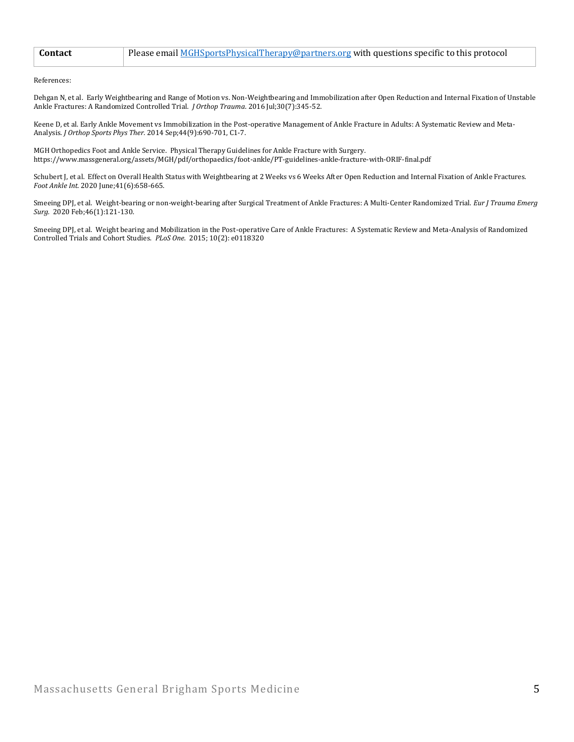| **Contact** | Please email [MGHSportsPhysicalTherapy@partners.org](mailto:MGHSportsPhysicalTherapy@partners.org) with questions specific to this protocol |
|---|---|

References:

Dehgan N, et al. Early Weightbearing and Range of Motion vs. Non-Weightbearing and Immobilization after Open Reduction and Internal Fixation of Unstable Ankle Fractures: A Randomized Controlled Trial. *J Orthop Trauma*. 2016 Jul;30(7):345-52.

Keene D, et al. Early Ankle Movement vs Immobilization in the Post-operative Management of Ankle Fracture in Adults: A Systematic Review and Meta-Analysis. *J Orthop Sports Phys Ther*. 2014 Sep;44(9):690-701, C1-7.

MGH Orthopedics Foot and Ankle Service. Physical Therapy Guidelines for Ankle Fracture with Surgery. https://www.massgeneral.org/assets/MGH/pdf/orthopaedics/foot-ankle/PT-guidelines-ankle-fracture-with-ORIF-final.pdf

Schubert J, et al. Effect on Overall Health Status with Weightbearing at 2 Weeks vs 6 Weeks After Open Reduction and Internal Fixation of Ankle Fractures. *Foot Ankle Int*. 2020 June;41(6):658-665.

Smeeing DPJ, et al. Weight-bearing or non-weight-bearing after Surgical Treatment of Ankle Fractures: A Multi-Center Randomized Trial. *Eur J Trauma Emerg Surg*. 2020 Feb;46(1):121-130.

Smeeing DPJ, et al. Weight bearing and Mobilization in the Post-operative Care of Ankle Fractures: A Systematic Review and Meta-Analysis of Randomized Controlled Trials and Cohort Studies. *PLoS One*. 2015; 10(2): e0118320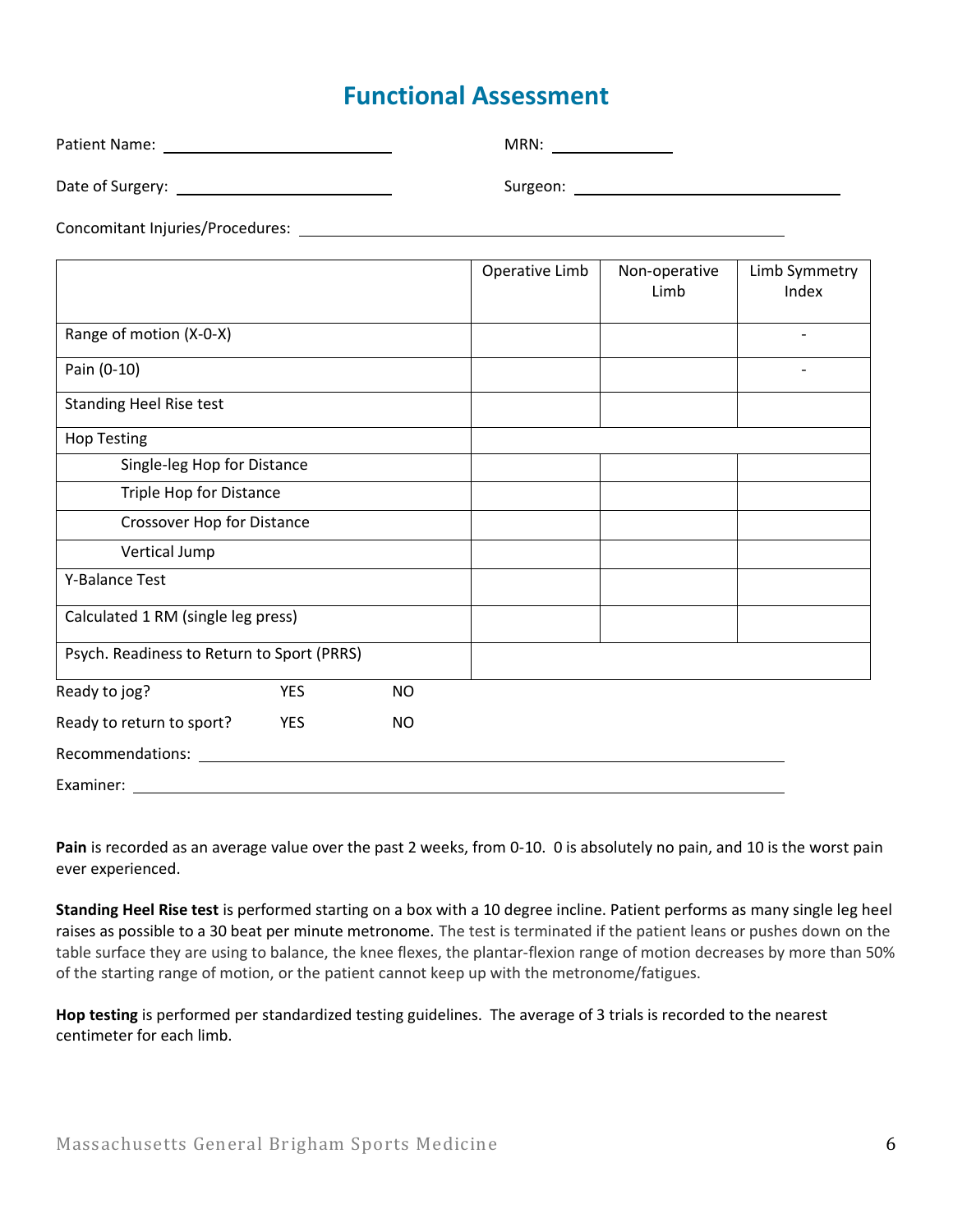# Functional Assessment

Patient Name: ______________________________ MRN: ________________

Date of Surgery: ______________________________ Surgeon: ______________________________________

Concomitant Injuries/Procedures: ______________________________________________________________________

| | Operative Limb | Non-operative Limb | Limb Symmetry Index |
|---|---|---|---|
| Range of motion (X-0-X) | | | - |
| Pain (0-10) | | | - |
| Standing Heel Rise test | | | |
| Hop Testing | | | |
| Single-leg Hop for Distance | | | |
| Triple Hop for Distance | | | |
| Crossover Hop for Distance | | | |
| Vertical Jump | | | |
| Y-Balance Test | | | |
| Calculated 1 RM (single leg press) | | | |
| Psych. Readiness to Return to Sport (PRRS) | | | |

Ready to jog? YES NO

Ready to return to sport? YES NO

Recommendations: ______________________________________________________________________

Examiner: ______________________________________________________________________

**Pain** is recorded as an average value over the past 2 weeks, from 0-10. 0 is absolutely no pain, and 10 is the worst pain ever experienced.

**Standing Heel Rise test** is performed starting on a box with a 10 degree incline. Patient performs as many single leg heel raises as possible to a 30 beat per minute metronome. The test is terminated if the patient leans or pushes down on the table surface they are using to balance, the knee flexes, the plantar-flexion range of motion decreases by more than 50% of the starting range of motion, or the patient cannot keep up with the metronome/fatigues.

**Hop testing** is performed per standardized testing guidelines. The average of 3 trials is recorded to the nearest centimeter for each limb.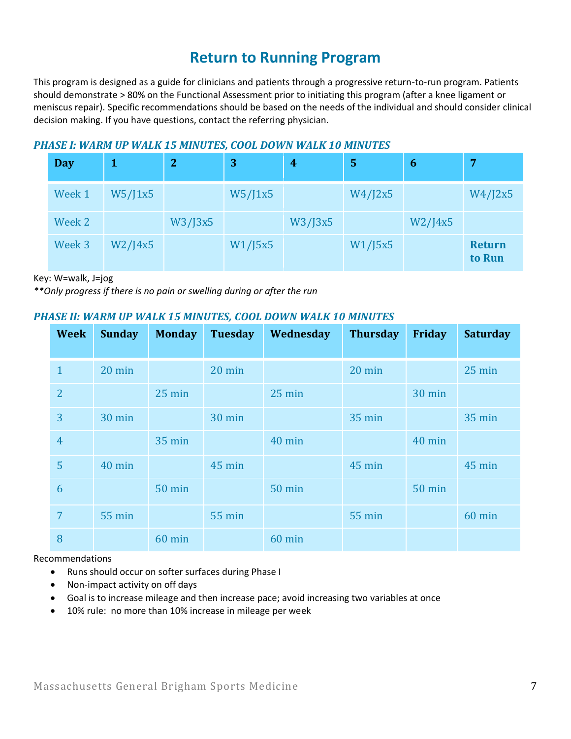# Return to Running Program

This program is designed as a guide for clinicians and patients through a progressive return-to-run program. Patients should demonstrate > 80% on the Functional Assessment prior to initiating this program (after a knee ligament or meniscus repair). Specific recommendations should be based on the needs of the individual and should consider clinical decision making. If you have questions, contact the referring physician.

### *PHASE I: WARM UP WALK 15 MINUTES, COOL DOWN WALK 10 MINUTES*

| Day | 1 | 2 | 3 | 4 | 5 | 6 | 7 |
|---|---|---|---|---|---|---|---|
| Week 1 | W5/J1x5 | | W5/J1x5 | | W4/J2x5 | | W4/J2x5 |
| Week 2 | | W3/J3x5 | | W3/J3x5 | | W2/J4x5 | |
| Week 3 | W2/J4x5 | | W1/J5x5 | | W1/J5x5 | | **Return to Run** |

Key: W=walk, J=jog

*\*\*Only progress if there is no pain or swelling during or after the run*

### *PHASE II: WARM UP WALK 15 MINUTES, COOL DOWN WALK 10 MINUTES*

| Week | Sunday | Monday | Tuesday | Wednesday | Thursday | Friday | Saturday |
|---|---|---|---|---|---|---|---|
| 1 | 20 min | | 20 min | | 20 min | | 25 min |
| 2 | | 25 min | | 25 min | | 30 min | |
| 3 | 30 min | | 30 min | | 35 min | | 35 min |
| 4 | | 35 min | | 40 min | | 40 min | |
| 5 | 40 min | | 45 min | | 45 min | | 45 min |
| 6 | | 50 min | | 50 min | | 50 min | |
| 7 | 55 min | | 55 min | | 55 min | | 60 min |
| 8 | | 60 min | | 60 min | | | |

Recommendations

- Runs should occur on softer surfaces during Phase I
- Non-impact activity on off days
- Goal is to increase mileage and then increase pace; avoid increasing two variables at once
- 10% rule: no more than 10% increase in mileage per week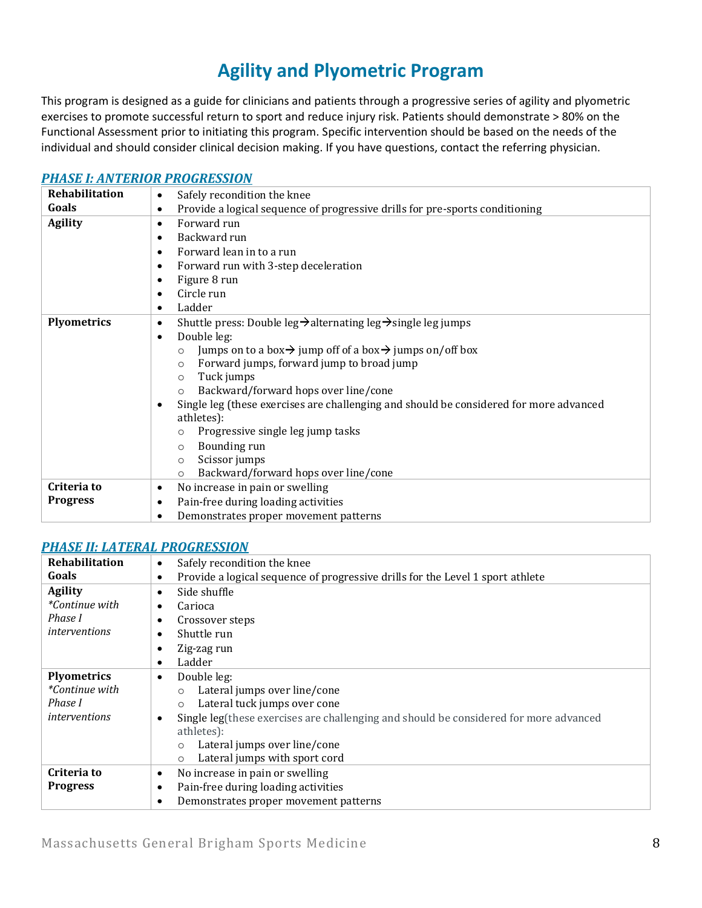# Agility and Plyometric Program

This program is designed as a guide for clinicians and patients through a progressive series of agility and plyometric exercises to promote successful return to sport and reduce injury risk. Patients should demonstrate > 80% on the Functional Assessment prior to initiating this program. Specific intervention should be based on the needs of the individual and should consider clinical decision making. If you have questions, contact the referring physician.

### *PHASE I: ANTERIOR PROGRESSION*

| | |
|---|---|
| **Rehabilitation Goals** | • Safely recondition the knee<br>• Provide a logical sequence of progressive drills for pre-sports conditioning |
| **Agility** | • Forward run<br>• Backward run<br>• Forward lean in to a run<br>• Forward run with 3-step deceleration<br>• Figure 8 run<br>• Circle run<br>• Ladder |
| **Plyometrics** | • Shuttle press: Double leg→alternating leg→single leg jumps<br>• Double leg:<br>  ○ Jumps on to a box→ jump off of a box→ jumps on/off box<br>  ○ Forward jumps, forward jump to broad jump<br>  ○ Tuck jumps<br>  ○ Backward/forward hops over line/cone<br>• Single leg (these exercises are challenging and should be considered for more advanced athletes):<br>  ○ Progressive single leg jump tasks<br>  ○ Bounding run<br>  ○ Scissor jumps<br>  ○ Backward/forward hops over line/cone |
| **Criteria to Progress** | • No increase in pain or swelling<br>• Pain-free during loading activities<br>• Demonstrates proper movement patterns |

### *PHASE II: LATERAL PROGRESSION*

| | |
|---|---|
| **Rehabilitation Goals** | • Safely recondition the knee<br>• Provide a logical sequence of progressive drills for the Level 1 sport athlete |
| **Agility** *\*Continue with Phase I interventions* | • Side shuffle<br>• Carioca<br>• Crossover steps<br>• Shuttle run<br>• Zig-zag run<br>• Ladder |
| **Plyometrics** *\*Continue with Phase I interventions* | • Double leg:<br>  ○ Lateral jumps over line/cone<br>  ○ Lateral tuck jumps over cone<br>• Single leg(these exercises are challenging and should be considered for more advanced athletes):<br>  ○ Lateral jumps over line/cone<br>  ○ Lateral jumps with sport cord |
| **Criteria to Progress** | • No increase in pain or swelling<br>• Pain-free during loading activities<br>• Demonstrates proper movement patterns |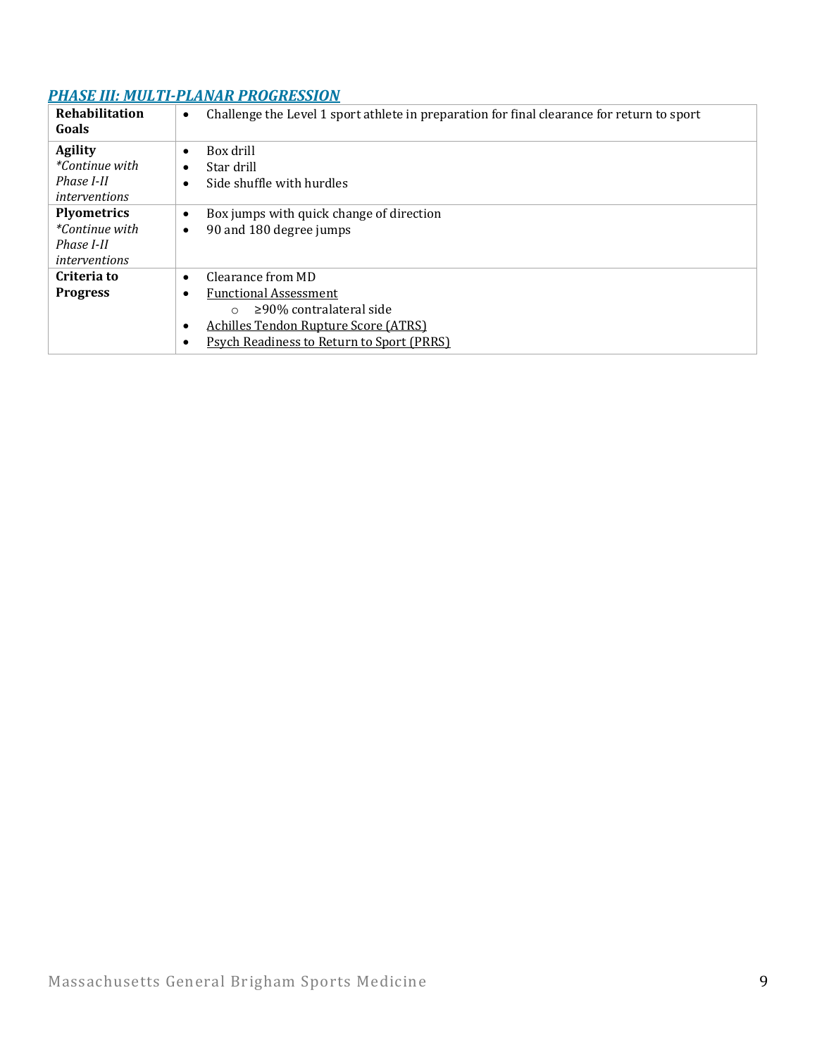## *PHASE III: MULTI-PLANAR PROGRESSION*

| | |
|---|---|
| **Rehabilitation Goals** | • Challenge the Level 1 sport athlete in preparation for final clearance for return to sport |
| **Agility** *\*Continue with Phase I-II interventions* | • Box drill<br>• Star drill<br>• Side shuffle with hurdles |
| **Plyometrics** *\*Continue with Phase I-II interventions* | • Box jumps with quick change of direction<br>• 90 and 180 degree jumps |
| **Criteria to Progress** | • Clearance from MD<br>• Functional Assessment<br>  ○ ≥90% contralateral side<br>• Achilles Tendon Rupture Score (ATRS)<br>• Psych Readiness to Return to Sport (PRRS) |